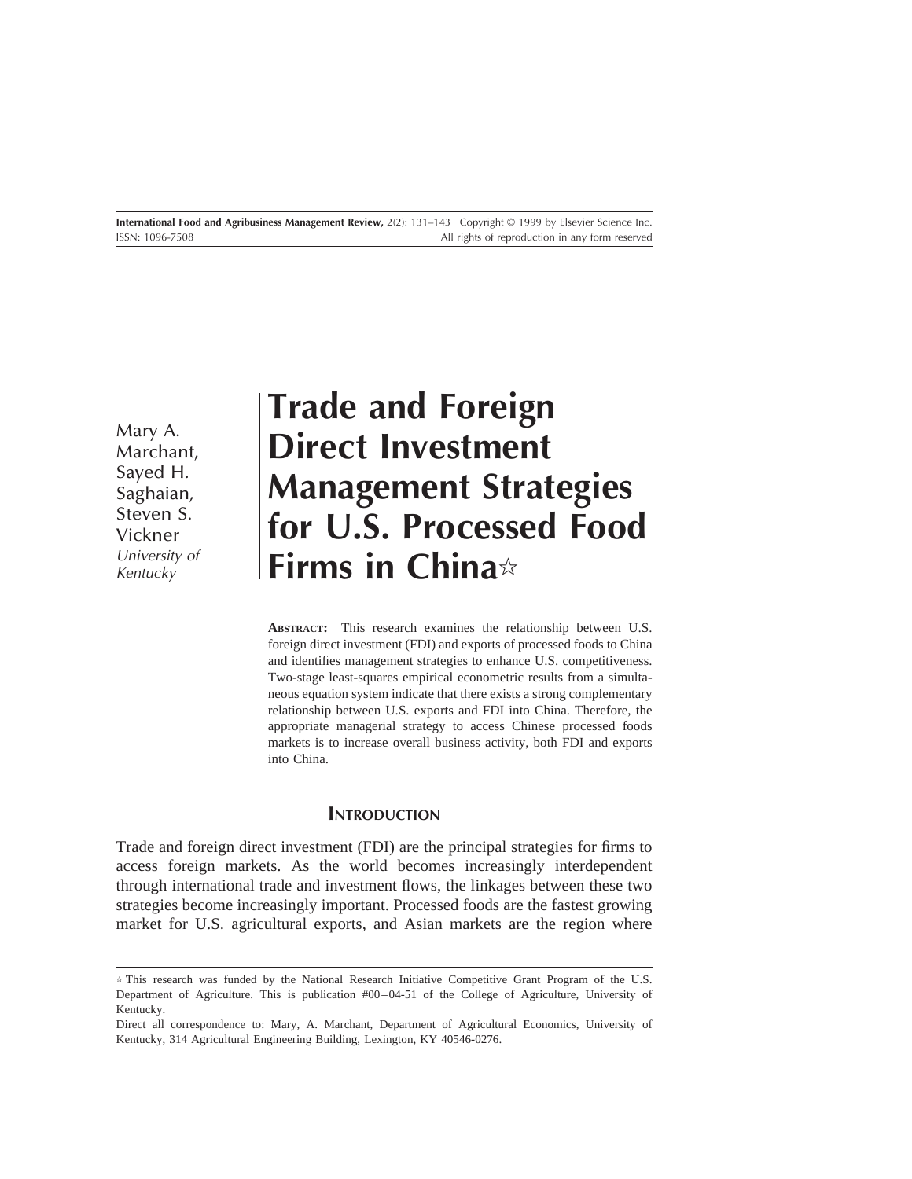# Trade and Foreign Direct Investment Management Strategies for U.S. Processed Food Firms in China☆

Mary A. Marchant, Sayed H. Saghaian, Steven S. Vickner
*University of Kentucky*

**ABSTRACT:** This research examines the relationship between U.S. foreign direct investment (FDI) and exports of processed foods to China and identifies management strategies to enhance U.S. competitiveness. Two-stage least-squares empirical econometric results from a simultaneous equation system indicate that there exists a strong complementary relationship between U.S. exports and FDI into China. Therefore, the appropriate managerial strategy to access Chinese processed foods markets is to increase overall business activity, both FDI and exports into China.

## INTRODUCTION

Trade and foreign direct investment (FDI) are the principal strategies for firms to access foreign markets. As the world becomes increasingly interdependent through international trade and investment flows, the linkages between these two strategies become increasingly important. Processed foods are the fastest growing market for U.S. agricultural exports, and Asian markets are the region where

---

☆ This research was funded by the National Research Initiative Competitive Grant Program of the U.S. Department of Agriculture. This is publication #00–04-51 of the College of Agriculture, University of Kentucky.

Direct all correspondence to: Mary, A. Marchant, Department of Agricultural Economics, University of Kentucky, 314 Agricultural Engineering Building, Lexington, KY 40546-0276.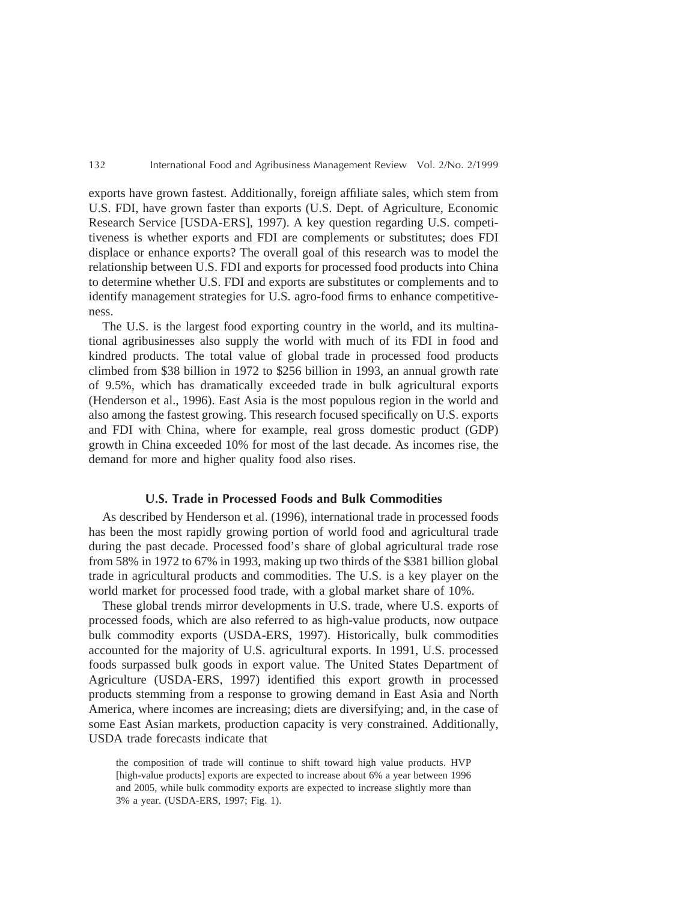exports have grown fastest. Additionally, foreign affiliate sales, which stem from U.S. FDI, have grown faster than exports (U.S. Dept. of Agriculture, Economic Research Service [USDA-ERS], 1997). A key question regarding U.S. competitiveness is whether exports and FDI are complements or substitutes; does FDI displace or enhance exports? The overall goal of this research was to model the relationship between U.S. FDI and exports for processed food products into China to determine whether U.S. FDI and exports are substitutes or complements and to identify management strategies for U.S. agro-food firms to enhance competitiveness.

The U.S. is the largest food exporting country in the world, and its multinational agribusinesses also supply the world with much of its FDI in food and kindred products. The total value of global trade in processed food products climbed from $38 billion in 1972 to $256 billion in 1993, an annual growth rate of 9.5%, which has dramatically exceeded trade in bulk agricultural exports (Henderson et al., 1996). East Asia is the most populous region in the world and also among the fastest growing. This research focused specifically on U.S. exports and FDI with China, where for example, real gross domestic product (GDP) growth in China exceeded 10% for most of the last decade. As incomes rise, the demand for more and higher quality food also rises.

## U.S. Trade in Processed Foods and Bulk Commodities

As described by Henderson et al. (1996), international trade in processed foods has been the most rapidly growing portion of world food and agricultural trade during the past decade. Processed food's share of global agricultural trade rose from 58% in 1972 to 67% in 1993, making up two thirds of the $381 billion global trade in agricultural products and commodities. The U.S. is a key player on the world market for processed food trade, with a global market share of 10%.

These global trends mirror developments in U.S. trade, where U.S. exports of processed foods, which are also referred to as high-value products, now outpace bulk commodity exports (USDA-ERS, 1997). Historically, bulk commodities accounted for the majority of U.S. agricultural exports. In 1991, U.S. processed foods surpassed bulk goods in export value. The United States Department of Agriculture (USDA-ERS, 1997) identified this export growth in processed products stemming from a response to growing demand in East Asia and North America, where incomes are increasing; diets are diversifying; and, in the case of some East Asian markets, production capacity is very constrained. Additionally, USDA trade forecasts indicate that

> the composition of trade will continue to shift toward high value products. HVP [high-value products] exports are expected to increase about 6% a year between 1996 and 2005, while bulk commodity exports are expected to increase slightly more than 3% a year. (USDA-ERS, 1997; Fig. 1).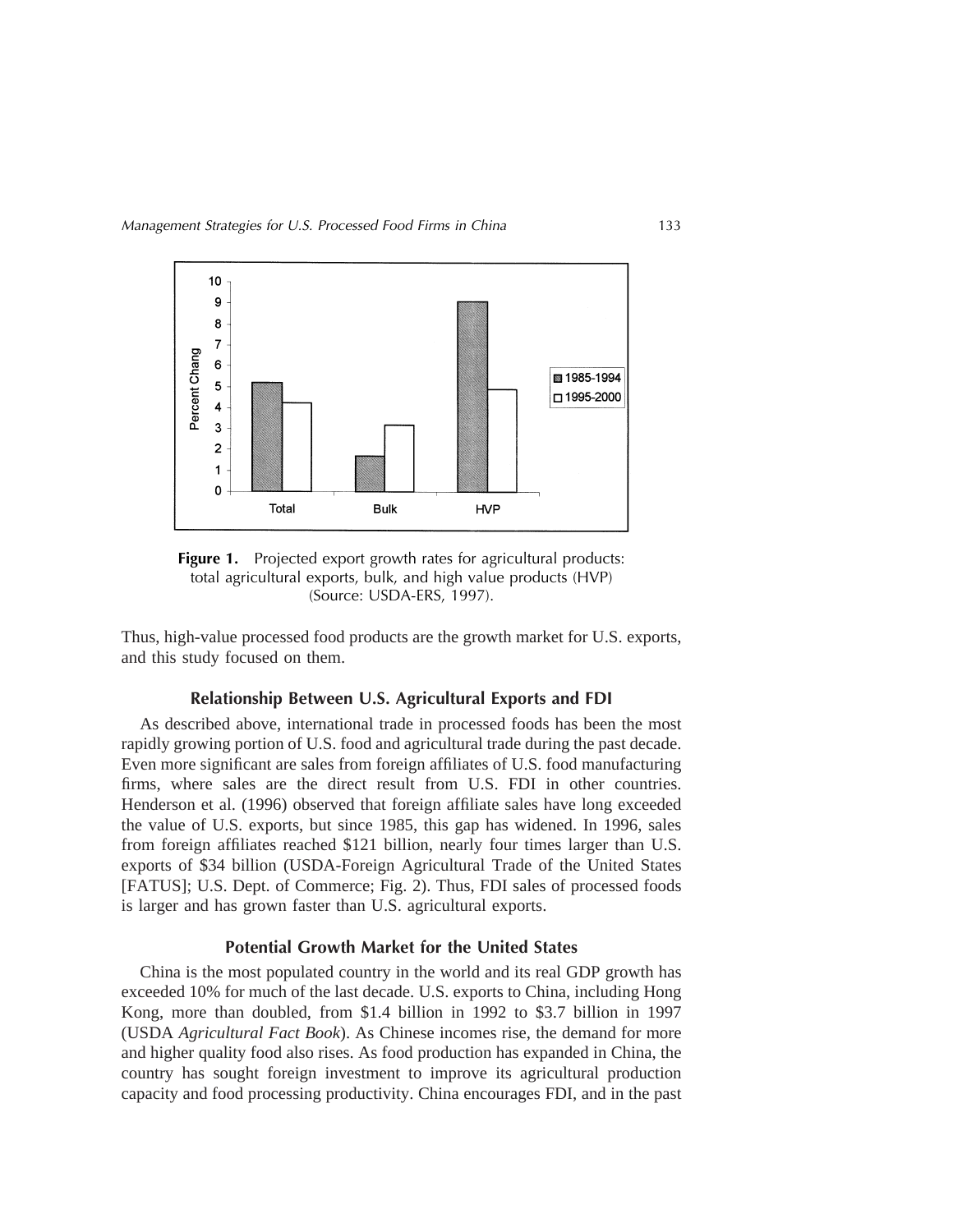**Figure 1.** Projected export growth rates for agricultural products: total agricultural exports, bulk, and high value products (HVP) (Source: USDA-ERS, 1997).

Thus, high-value processed food products are the growth market for U.S. exports, and this study focused on them.

## Relationship Between U.S. Agricultural Exports and FDI

As described above, international trade in processed foods has been the most rapidly growing portion of U.S. food and agricultural trade during the past decade. Even more significant are sales from foreign affiliates of U.S. food manufacturing firms, where sales are the direct result from U.S. FDI in other countries. Henderson et al. (1996) observed that foreign affiliate sales have long exceeded the value of U.S. exports, but since 1985, this gap has widened. In 1996, sales from foreign affiliates reached $121 billion, nearly four times larger than U.S. exports of $34 billion (USDA-Foreign Agricultural Trade of the United States [FATUS]; U.S. Dept. of Commerce; Fig. 2). Thus, FDI sales of processed foods is larger and has grown faster than U.S. agricultural exports.

## Potential Growth Market for the United States

China is the most populated country in the world and its real GDP growth has exceeded 10% for much of the last decade. U.S. exports to China, including Hong Kong, more than doubled, from $1.4 billion in 1992 to $3.7 billion in 1997 (USDA *Agricultural Fact Book*). As Chinese incomes rise, the demand for more and higher quality food also rises. As food production has expanded in China, the country has sought foreign investment to improve its agricultural production capacity and food processing productivity. China encourages FDI, and in the past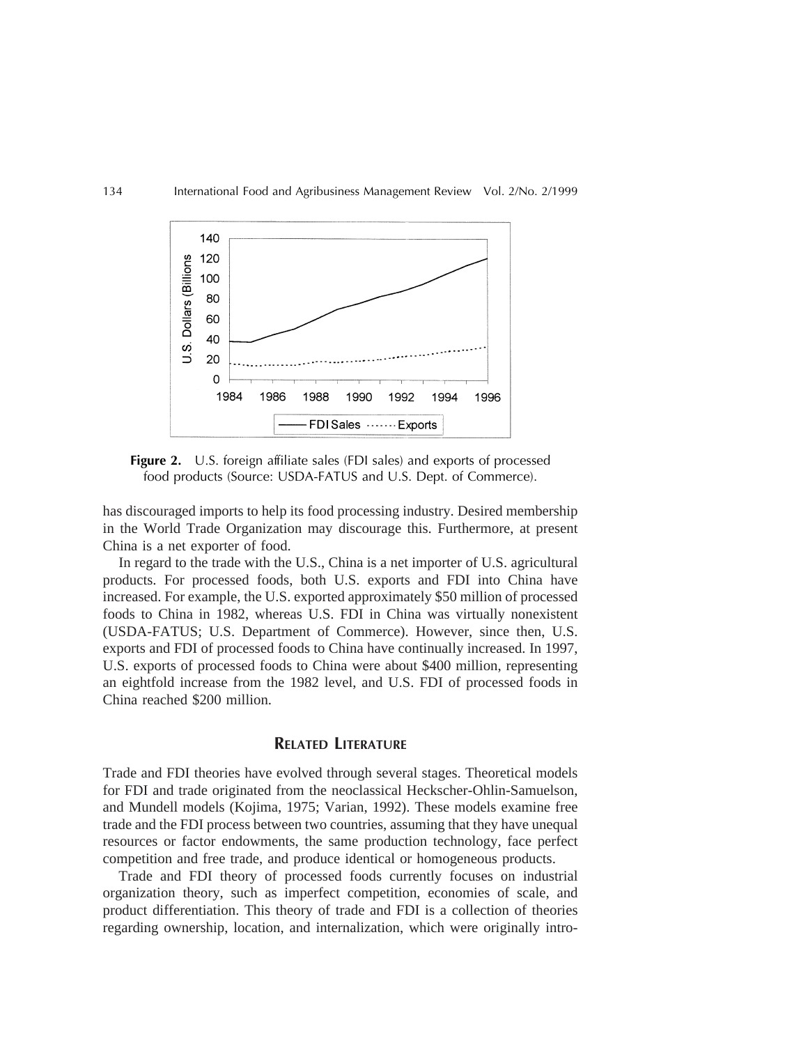**Figure 2.** U.S. foreign affiliate sales (FDI sales) and exports of processed food products (Source: USDA-FATUS and U.S. Dept. of Commerce).

has discouraged imports to help its food processing industry. Desired membership in the World Trade Organization may discourage this. Furthermore, at present China is a net exporter of food.

In regard to the trade with the U.S., China is a net importer of U.S. agricultural products. For processed foods, both U.S. exports and FDI into China have increased. For example, the U.S. exported approximately $50 million of processed foods to China in 1982, whereas U.S. FDI in China was virtually nonexistent (USDA-FATUS; U.S. Department of Commerce). However, since then, U.S. exports and FDI of processed foods to China have continually increased. In 1997, U.S. exports of processed foods to China were about $400 million, representing an eightfold increase from the 1982 level, and U.S. FDI of processed foods in China reached $200 million.

## Related Literature

Trade and FDI theories have evolved through several stages. Theoretical models for FDI and trade originated from the neoclassical Heckscher-Ohlin-Samuelson, and Mundell models (Kojima, 1975; Varian, 1992). These models examine free trade and the FDI process between two countries, assuming that they have unequal resources or factor endowments, the same production technology, face perfect competition and free trade, and produce identical or homogeneous products.

Trade and FDI theory of processed foods currently focuses on industrial organization theory, such as imperfect competition, economies of scale, and product differentiation. This theory of trade and FDI is a collection of theories regarding ownership, location, and internalization, which were originally intro-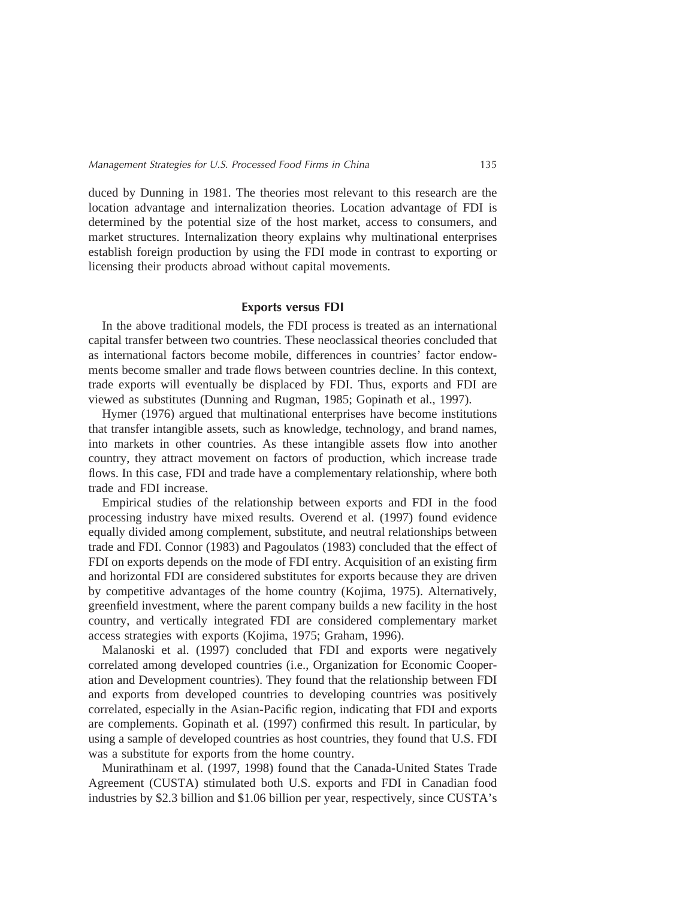duced by Dunning in 1981. The theories most relevant to this research are the location advantage and internalization theories. Location advantage of FDI is determined by the potential size of the host market, access to consumers, and market structures. Internalization theory explains why multinational enterprises establish foreign production by using the FDI mode in contrast to exporting or licensing their products abroad without capital movements.

## Exports versus FDI

In the above traditional models, the FDI process is treated as an international capital transfer between two countries. These neoclassical theories concluded that as international factors become mobile, differences in countries' factor endowments become smaller and trade flows between countries decline. In this context, trade exports will eventually be displaced by FDI. Thus, exports and FDI are viewed as substitutes (Dunning and Rugman, 1985; Gopinath et al., 1997).

Hymer (1976) argued that multinational enterprises have become institutions that transfer intangible assets, such as knowledge, technology, and brand names, into markets in other countries. As these intangible assets flow into another country, they attract movement on factors of production, which increase trade flows. In this case, FDI and trade have a complementary relationship, where both trade and FDI increase.

Empirical studies of the relationship between exports and FDI in the food processing industry have mixed results. Overend et al. (1997) found evidence equally divided among complement, substitute, and neutral relationships between trade and FDI. Connor (1983) and Pagoulatos (1983) concluded that the effect of FDI on exports depends on the mode of FDI entry. Acquisition of an existing firm and horizontal FDI are considered substitutes for exports because they are driven by competitive advantages of the home country (Kojima, 1975). Alternatively, greenfield investment, where the parent company builds a new facility in the host country, and vertically integrated FDI are considered complementary market access strategies with exports (Kojima, 1975; Graham, 1996).

Malanoski et al. (1997) concluded that FDI and exports were negatively correlated among developed countries (i.e., Organization for Economic Cooperation and Development countries). They found that the relationship between FDI and exports from developed countries to developing countries was positively correlated, especially in the Asian-Pacific region, indicating that FDI and exports are complements. Gopinath et al. (1997) confirmed this result. In particular, by using a sample of developed countries as host countries, they found that U.S. FDI was a substitute for exports from the home country.

Munirathinam et al. (1997, 1998) found that the Canada-United States Trade Agreement (CUSTA) stimulated both U.S. exports and FDI in Canadian food industries by $2.3 billion and $1.06 billion per year, respectively, since CUSTA's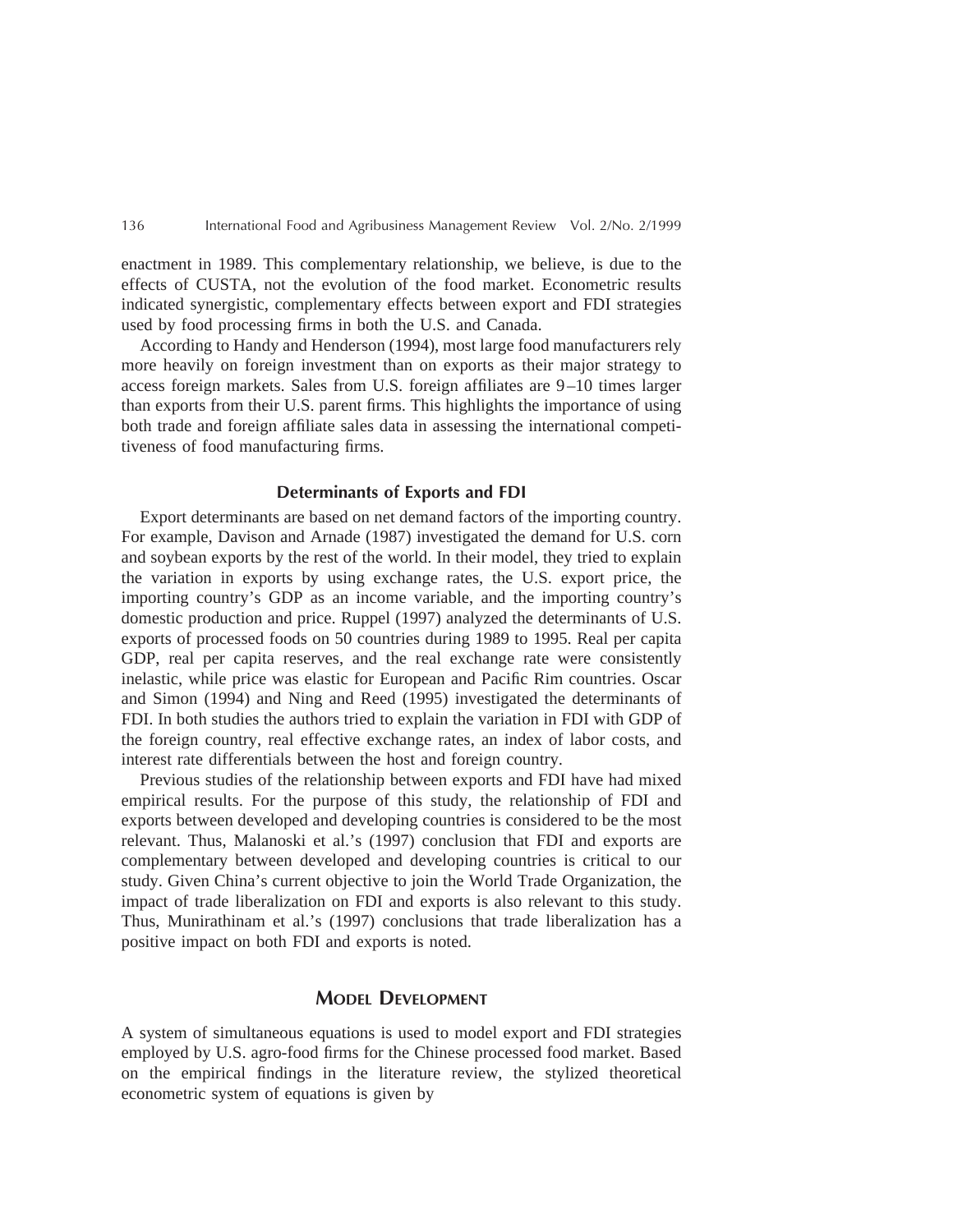enactment in 1989. This complementary relationship, we believe, is due to the effects of CUSTA, not the evolution of the food market. Econometric results indicated synergistic, complementary effects between export and FDI strategies used by food processing firms in both the U.S. and Canada.

According to Handy and Henderson (1994), most large food manufacturers rely more heavily on foreign investment than on exports as their major strategy to access foreign markets. Sales from U.S. foreign affiliates are 9–10 times larger than exports from their U.S. parent firms. This highlights the importance of using both trade and foreign affiliate sales data in assessing the international competitiveness of food manufacturing firms.

### Determinants of Exports and FDI

Export determinants are based on net demand factors of the importing country. For example, Davison and Arnade (1987) investigated the demand for U.S. corn and soybean exports by the rest of the world. In their model, they tried to explain the variation in exports by using exchange rates, the U.S. export price, the importing country's GDP as an income variable, and the importing country's domestic production and price. Ruppel (1997) analyzed the determinants of U.S. exports of processed foods on 50 countries during 1989 to 1995. Real per capita GDP, real per capita reserves, and the real exchange rate were consistently inelastic, while price was elastic for European and Pacific Rim countries. Oscar and Simon (1994) and Ning and Reed (1995) investigated the determinants of FDI. In both studies the authors tried to explain the variation in FDI with GDP of the foreign country, real effective exchange rates, an index of labor costs, and interest rate differentials between the host and foreign country.

Previous studies of the relationship between exports and FDI have had mixed empirical results. For the purpose of this study, the relationship of FDI and exports between developed and developing countries is considered to be the most relevant. Thus, Malanoski et al.'s (1997) conclusion that FDI and exports are complementary between developed and developing countries is critical to our study. Given China's current objective to join the World Trade Organization, the impact of trade liberalization on FDI and exports is also relevant to this study. Thus, Munirathinam et al.'s (1997) conclusions that trade liberalization has a positive impact on both FDI and exports is noted.

## Model Development

A system of simultaneous equations is used to model export and FDI strategies employed by U.S. agro-food firms for the Chinese processed food market. Based on the empirical findings in the literature review, the stylized theoretical econometric system of equations is given by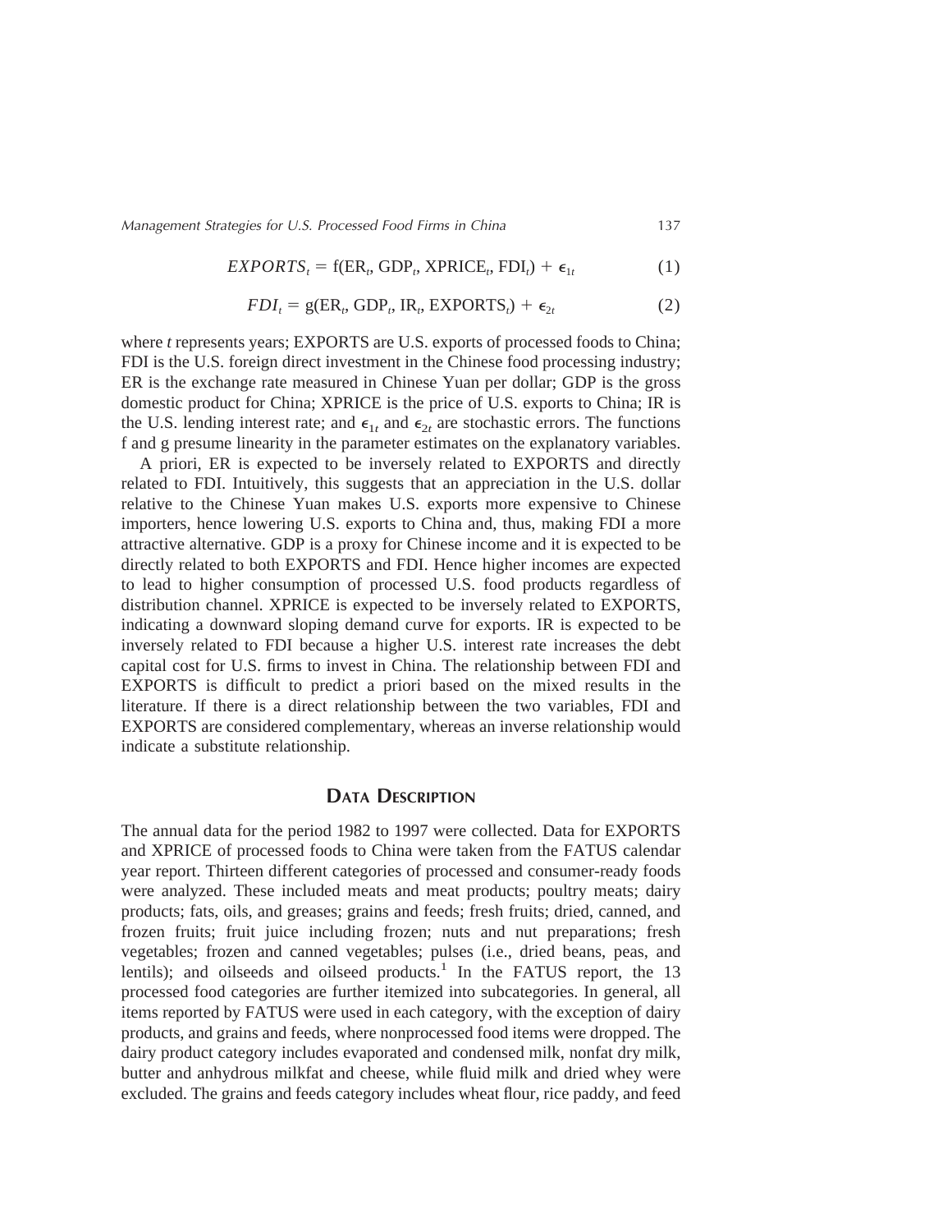$$EXPORTS_t = f(ER_t, GDP_t, XPRICE_t, FDI_t) + \epsilon_{1t} \tag{1}$$

$$FDI_t = g(ER_t, GDP_t, IR_t, EXPORTS_t) + \epsilon_{2t} \tag{2}$$

where $t$ represents years; EXPORTS are U.S. exports of processed foods to China; FDI is the U.S. foreign direct investment in the Chinese food processing industry; ER is the exchange rate measured in Chinese Yuan per dollar; GDP is the gross domestic product for China; XPRICE is the price of U.S. exports to China; IR is the U.S. lending interest rate; and $\epsilon_{1t}$ and $\epsilon_{2t}$ are stochastic errors. The functions f and g presume linearity in the parameter estimates on the explanatory variables.

A priori, ER is expected to be inversely related to EXPORTS and directly related to FDI. Intuitively, this suggests that an appreciation in the U.S. dollar relative to the Chinese Yuan makes U.S. exports more expensive to Chinese importers, hence lowering U.S. exports to China and, thus, making FDI a more attractive alternative. GDP is a proxy for Chinese income and it is expected to be directly related to both EXPORTS and FDI. Hence higher incomes are expected to lead to higher consumption of processed U.S. food products regardless of distribution channel. XPRICE is expected to be inversely related to EXPORTS, indicating a downward sloping demand curve for exports. IR is expected to be inversely related to FDI because a higher U.S. interest rate increases the debt capital cost for U.S. firms to invest in China. The relationship between FDI and EXPORTS is difficult to predict a priori based on the mixed results in the literature. If there is a direct relationship between the two variables, FDI and EXPORTS are considered complementary, whereas an inverse relationship would indicate a substitute relationship.

## Data Description

The annual data for the period 1982 to 1997 were collected. Data for EXPORTS and XPRICE of processed foods to China were taken from the FATUS calendar year report. Thirteen different categories of processed and consumer-ready foods were analyzed. These included meats and meat products; poultry meats; dairy products; fats, oils, and greases; grains and feeds; fresh fruits; dried, canned, and frozen fruits; fruit juice including frozen; nuts and nut preparations; fresh vegetables; frozen and canned vegetables; pulses (i.e., dried beans, peas, and lentils); and oilseeds and oilseed products.[1] In the FATUS report, the 13 processed food categories are further itemized into subcategories. In general, all items reported by FATUS were used in each category, with the exception of dairy products, and grains and feeds, where nonprocessed food items were dropped. The dairy product category includes evaporated and condensed milk, nonfat dry milk, butter and anhydrous milkfat and cheese, while fluid milk and dried whey were excluded. The grains and feeds category includes wheat flour, rice paddy, and feed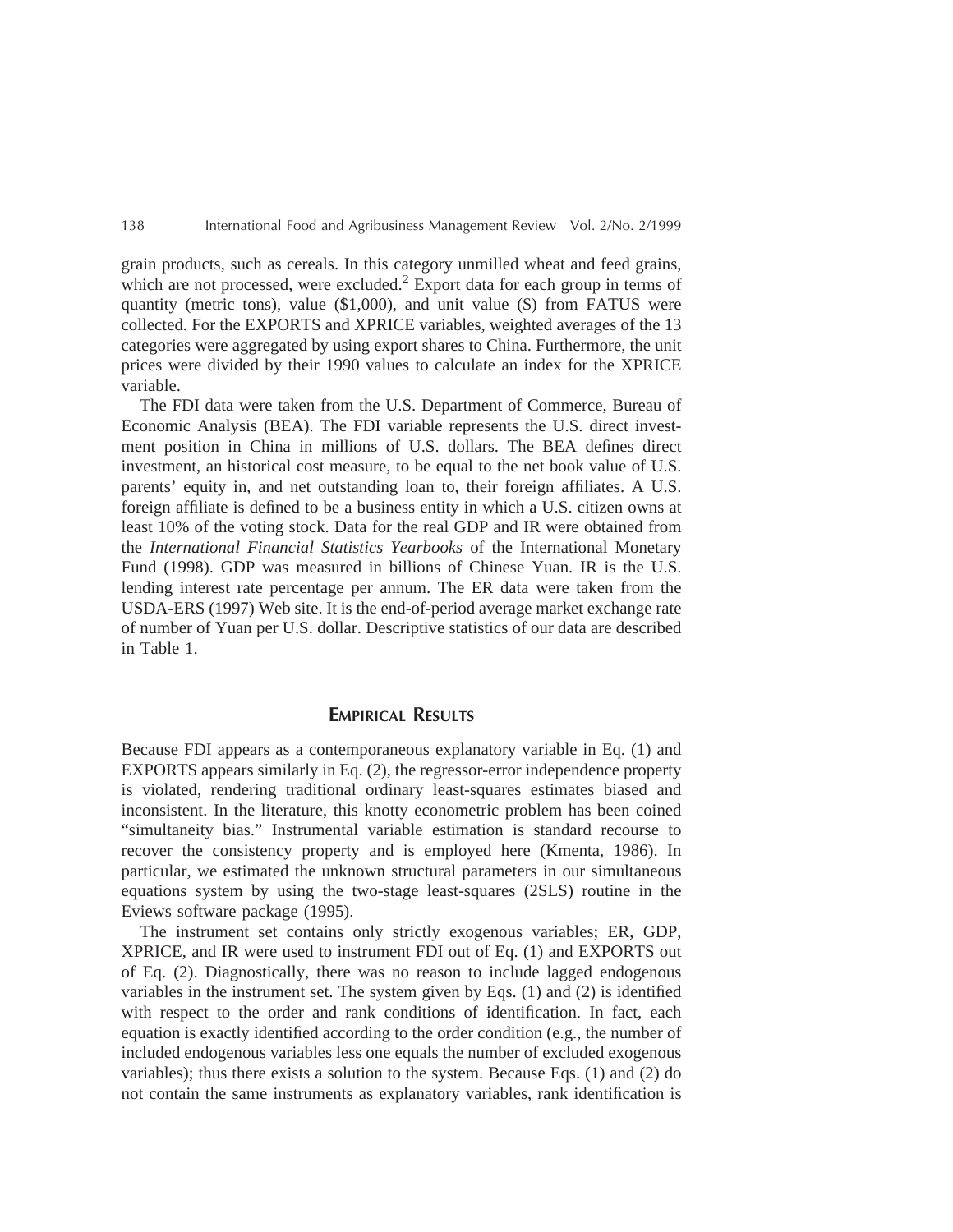grain products, such as cereals. In this category unmilled wheat and feed grains, which are not processed, were excluded.[2] Export data for each group in terms of quantity (metric tons), value ($1,000), and unit value ($) from FATUS were collected. For the EXPORTS and XPRICE variables, weighted averages of the 13 categories were aggregated by using export shares to China. Furthermore, the unit prices were divided by their 1990 values to calculate an index for the XPRICE variable.

The FDI data were taken from the U.S. Department of Commerce, Bureau of Economic Analysis (BEA). The FDI variable represents the U.S. direct investment position in China in millions of U.S. dollars. The BEA defines direct investment, an historical cost measure, to be equal to the net book value of U.S. parents' equity in, and net outstanding loan to, their foreign affiliates. A U.S. foreign affiliate is defined to be a business entity in which a U.S. citizen owns at least 10% of the voting stock. Data for the real GDP and IR were obtained from the *International Financial Statistics Yearbooks* of the International Monetary Fund (1998). GDP was measured in billions of Chinese Yuan. IR is the U.S. lending interest rate percentage per annum. The ER data were taken from the USDA-ERS (1997) Web site. It is the end-of-period average market exchange rate of number of Yuan per U.S. dollar. Descriptive statistics of our data are described in Table 1.

## EMPIRICAL RESULTS

Because FDI appears as a contemporaneous explanatory variable in Eq. (1) and EXPORTS appears similarly in Eq. (2), the regressor-error independence property is violated, rendering traditional ordinary least-squares estimates biased and inconsistent. In the literature, this knotty econometric problem has been coined "simultaneity bias." Instrumental variable estimation is standard recourse to recover the consistency property and is employed here (Kmenta, 1986). In particular, we estimated the unknown structural parameters in our simultaneous equations system by using the two-stage least-squares (2SLS) routine in the Eviews software package (1995).

The instrument set contains only strictly exogenous variables; ER, GDP, XPRICE, and IR were used to instrument FDI out of Eq. (1) and EXPORTS out of Eq. (2). Diagnostically, there was no reason to include lagged endogenous variables in the instrument set. The system given by Eqs. (1) and (2) is identified with respect to the order and rank conditions of identification. In fact, each equation is exactly identified according to the order condition (e.g., the number of included endogenous variables less one equals the number of excluded exogenous variables); thus there exists a solution to the system. Because Eqs. (1) and (2) do not contain the same instruments as explanatory variables, rank identification is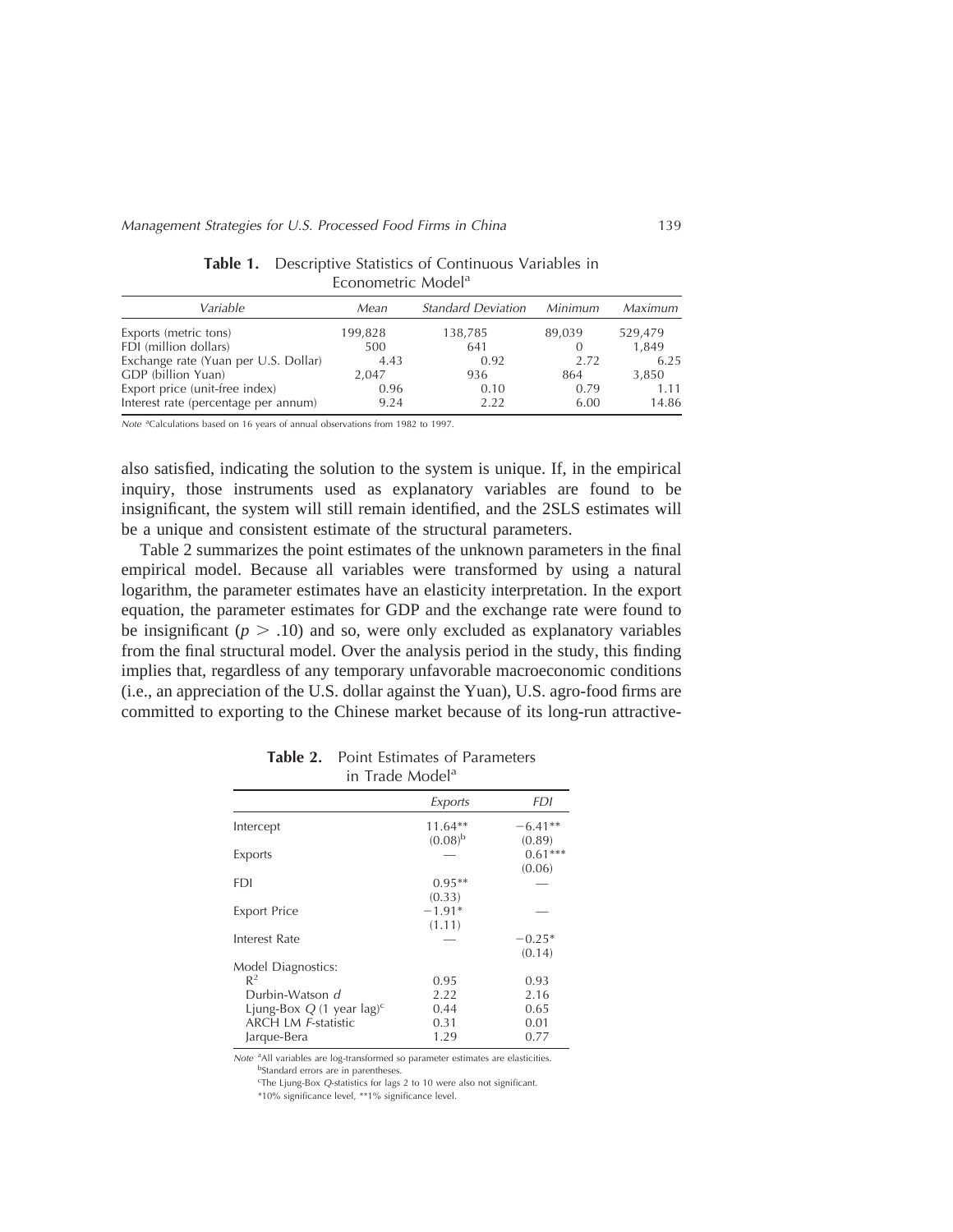**Table 1.** Descriptive Statistics of Continuous Variables in Econometric Model[a]

| *Variable* | *Mean* | *Standard Deviation* | *Minimum* | *Maximum* |
|---|---|---|---|---|
| Exports (metric tons) | 199,828 | 138,785 | 89,039 | 529,479 |
| FDI (million dollars) | 500 | 641 | 0 | 1,849 |
| Exchange rate (Yuan per U.S. Dollar) | 4.43 | 0.92 | 2.72 | 6.25 |
| GDP (billion Yuan) | 2,047 | 936 | 864 | 3,850 |
| Export price (unit-free index) | 0.96 | 0.10 | 0.79 | 1.11 |
| Interest rate (percentage per annum) | 9.24 | 2.22 | 6.00 | 14.86 |

*Note* [a]Calculations based on 16 years of annual observations from 1982 to 1997.

also satisfied, indicating the solution to the system is unique. If, in the empirical inquiry, those instruments used as explanatory variables are found to be insignificant, the system will still remain identified, and the 2SLS estimates will be a unique and consistent estimate of the structural parameters.

Table 2 summarizes the point estimates of the unknown parameters in the final empirical model. Because all variables were transformed by using a natural logarithm, the parameter estimates have an elasticity interpretation. In the export equation, the parameter estimates for GDP and the exchange rate were found to be insignificant ($p > .10$) and so, were only excluded as explanatory variables from the final structural model. Over the analysis period in the study, this finding implies that, regardless of any temporary unfavorable macroeconomic conditions (i.e., an appreciation of the U.S. dollar against the Yuan), U.S. agro-food firms are committed to exporting to the Chinese market because of its long-run attractive-

**Table 2.** Point Estimates of Parameters in Trade Model[a]

| | *Exports* | *FDI* |
|---|---|---|
| Intercept | 11.64** | −6.41** |
| | (0.08)[b] | (0.89) |
| Exports | — | 0.61*** |
| | | (0.06) |
| FDI | 0.95** | — |
| | (0.33) | |
| Export Price | −1.91* | — |
| | (1.11) | |
| Interest Rate | — | −0.25* |
| | | (0.14) |
| Model Diagnostics: | | |
| $R^2$ | 0.95 | 0.93 |
| Durbin-Watson *d* | 2.22 | 2.16 |
| Ljung-Box *Q* (1 year lag)[c] | 0.44 | 0.65 |
| ARCH LM *F*-statistic | 0.31 | 0.01 |
| Jarque-Bera | 1.29 | 0.77 |

*Note* [a]All variables are log-transformed so parameter estimates are elasticities.
[b]Standard errors are in parentheses.
[c]The Ljung-Box *Q*-statistics for lags 2 to 10 were also not significant.
*10% significance level, **1% significance level.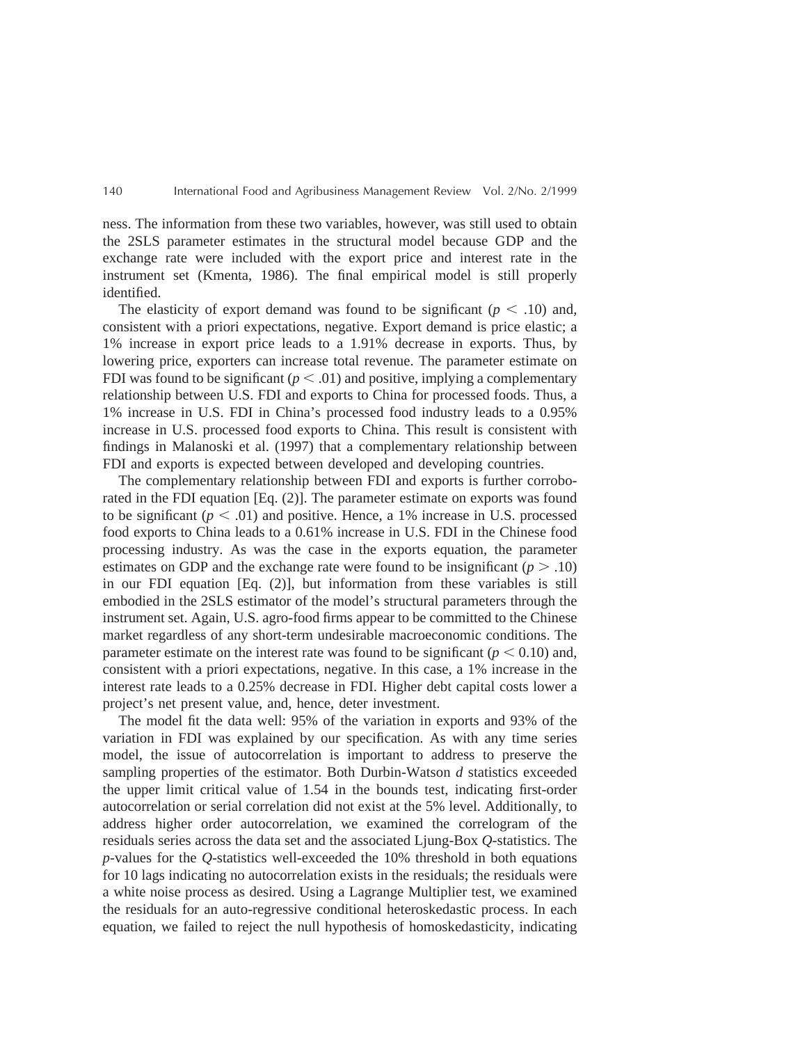ness. The information from these two variables, however, was still used to obtain the 2SLS parameter estimates in the structural model because GDP and the exchange rate were included with the export price and interest rate in the instrument set (Kmenta, 1986). The final empirical model is still properly identified.

The elasticity of export demand was found to be significant ($p < .10$) and, consistent with a priori expectations, negative. Export demand is price elastic; a 1% increase in export price leads to a 1.91% decrease in exports. Thus, by lowering price, exporters can increase total revenue. The parameter estimate on FDI was found to be significant ($p < .01$) and positive, implying a complementary relationship between U.S. FDI and exports to China for processed foods. Thus, a 1% increase in U.S. FDI in China's processed food industry leads to a 0.95% increase in U.S. processed food exports to China. This result is consistent with findings in Malanoski et al. (1997) that a complementary relationship between FDI and exports is expected between developed and developing countries.

The complementary relationship between FDI and exports is further corroborated in the FDI equation [Eq. (2)]. The parameter estimate on exports was found to be significant ($p < .01$) and positive. Hence, a 1% increase in U.S. processed food exports to China leads to a 0.61% increase in U.S. FDI in the Chinese food processing industry. As was the case in the exports equation, the parameter estimates on GDP and the exchange rate were found to be insignificant ($p > .10$) in our FDI equation [Eq. (2)], but information from these variables is still embodied in the 2SLS estimator of the model's structural parameters through the instrument set. Again, U.S. agro-food firms appear to be committed to the Chinese market regardless of any short-term undesirable macroeconomic conditions. The parameter estimate on the interest rate was found to be significant ($p < 0.10$) and, consistent with a priori expectations, negative. In this case, a 1% increase in the interest rate leads to a 0.25% decrease in FDI. Higher debt capital costs lower a project's net present value, and, hence, deter investment.

The model fit the data well: 95% of the variation in exports and 93% of the variation in FDI was explained by our specification. As with any time series model, the issue of autocorrelation is important to address to preserve the sampling properties of the estimator. Both Durbin-Watson $d$ statistics exceeded the upper limit critical value of 1.54 in the bounds test, indicating first-order autocorrelation or serial correlation did not exist at the 5% level. Additionally, to address higher order autocorrelation, we examined the correlogram of the residuals series across the data set and the associated Ljung-Box $Q$-statistics. The $p$-values for the $Q$-statistics well-exceeded the 10% threshold in both equations for 10 lags indicating no autocorrelation exists in the residuals; the residuals were a white noise process as desired. Using a Lagrange Multiplier test, we examined the residuals for an auto-regressive conditional heteroskedastic process. In each equation, we failed to reject the null hypothesis of homoskedasticity, indicating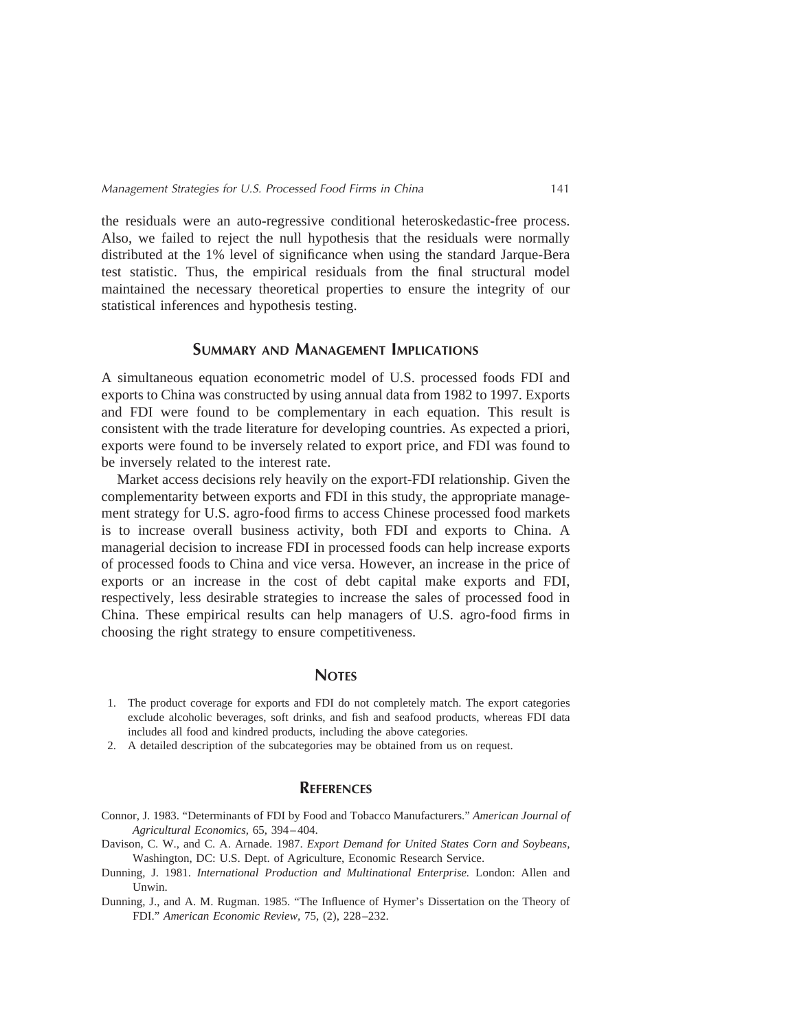the residuals were an auto-regressive conditional heteroskedastic-free process. Also, we failed to reject the null hypothesis that the residuals were normally distributed at the 1% level of significance when using the standard Jarque-Bera test statistic. Thus, the empirical residuals from the final structural model maintained the necessary theoretical properties to ensure the integrity of our statistical inferences and hypothesis testing.

## Summary and Management Implications

A simultaneous equation econometric model of U.S. processed foods FDI and exports to China was constructed by using annual data from 1982 to 1997. Exports and FDI were found to be complementary in each equation. This result is consistent with the trade literature for developing countries. As expected a priori, exports were found to be inversely related to export price, and FDI was found to be inversely related to the interest rate.

Market access decisions rely heavily on the export-FDI relationship. Given the complementarity between exports and FDI in this study, the appropriate management strategy for U.S. agro-food firms to access Chinese processed food markets is to increase overall business activity, both FDI and exports to China. A managerial decision to increase FDI in processed foods can help increase exports of processed foods to China and vice versa. However, an increase in the price of exports or an increase in the cost of debt capital make exports and FDI, respectively, less desirable strategies to increase the sales of processed food in China. These empirical results can help managers of U.S. agro-food firms in choosing the right strategy to ensure competitiveness.

## Notes

1. The product coverage for exports and FDI do not completely match. The export categories exclude alcoholic beverages, soft drinks, and fish and seafood products, whereas FDI data includes all food and kindred products, including the above categories.
2. A detailed description of the subcategories may be obtained from us on request.

## References

Connor, J. 1983. "Determinants of FDI by Food and Tobacco Manufacturers." *American Journal of Agricultural Economics*, 65, 394–404.

Davison, C. W., and C. A. Arnade. 1987. *Export Demand for United States Corn and Soybeans*, Washington, DC: U.S. Dept. of Agriculture, Economic Research Service.

Dunning, J. 1981. *International Production and Multinational Enterprise.* London: Allen and Unwin.

Dunning, J., and A. M. Rugman. 1985. "The Influence of Hymer's Dissertation on the Theory of FDI." *American Economic Review*, 75, (2), 228–232.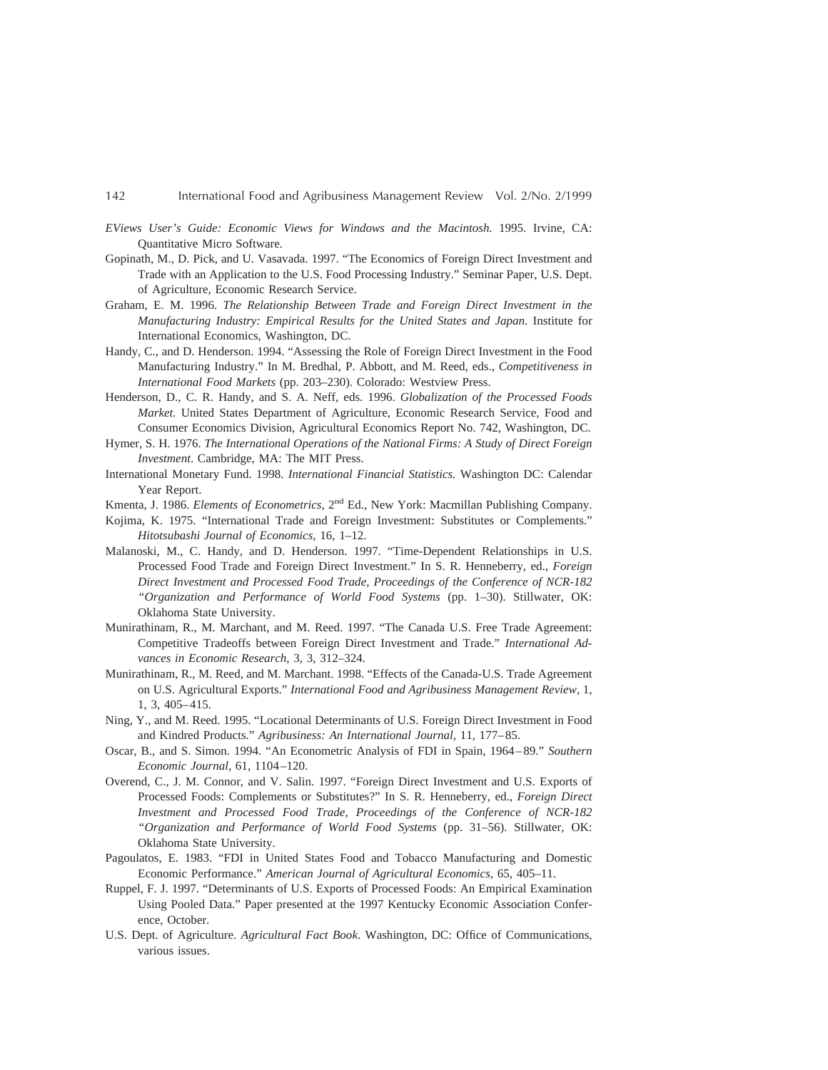*EViews User's Guide: Economic Views for Windows and the Macintosh.* 1995. Irvine, CA: Quantitative Micro Software.

Gopinath, M., D. Pick, and U. Vasavada. 1997. "The Economics of Foreign Direct Investment and Trade with an Application to the U.S. Food Processing Industry." Seminar Paper, U.S. Dept. of Agriculture, Economic Research Service.

Graham, E. M. 1996. *The Relationship Between Trade and Foreign Direct Investment in the Manufacturing Industry: Empirical Results for the United States and Japan.* Institute for International Economics, Washington, DC.

Handy, C., and D. Henderson. 1994. "Assessing the Role of Foreign Direct Investment in the Food Manufacturing Industry." In M. Bredhal, P. Abbott, and M. Reed, eds., *Competitiveness in International Food Markets* (pp. 203–230). Colorado: Westview Press.

Henderson, D., C. R. Handy, and S. A. Neff, eds. 1996. *Globalization of the Processed Foods Market.* United States Department of Agriculture, Economic Research Service, Food and Consumer Economics Division, Agricultural Economics Report No. 742, Washington, DC.

Hymer, S. H. 1976. *The International Operations of the National Firms: A Study of Direct Foreign Investment*. Cambridge, MA: The MIT Press.

International Monetary Fund. 1998. *International Financial Statistics.* Washington DC: Calendar Year Report.

Kmenta, J. 1986. *Elements of Econometrics,* 2nd Ed., New York: Macmillan Publishing Company.

Kojima, K. 1975. "International Trade and Foreign Investment: Substitutes or Complements." *Hitotsubashi Journal of Economics,* 16, 1–12.

Malanoski, M., C. Handy, and D. Henderson. 1997. "Time-Dependent Relationships in U.S. Processed Food Trade and Foreign Direct Investment." In S. R. Henneberry, ed., *Foreign Direct Investment and Processed Food Trade, Proceedings of the Conference of NCR-182 "Organization and Performance of World Food Systems* (pp. 1–30). Stillwater, OK: Oklahoma State University.

Munirathinam, R., M. Marchant, and M. Reed. 1997. "The Canada U.S. Free Trade Agreement: Competitive Tradeoffs between Foreign Direct Investment and Trade." *International Advances in Economic Research,* 3, 3, 312–324.

Munirathinam, R., M. Reed, and M. Marchant. 1998. "Effects of the Canada-U.S. Trade Agreement on U.S. Agricultural Exports." *International Food and Agribusiness Management Review,* 1, 1, 3, 405–415.

Ning, Y., and M. Reed. 1995. "Locational Determinants of U.S. Foreign Direct Investment in Food and Kindred Products." *Agribusiness: An International Journal,* 11, 177–85.

Oscar, B., and S. Simon. 1994. "An Econometric Analysis of FDI in Spain, 1964–89." *Southern Economic Journal*, 61, 1104–120.

Overend, C., J. M. Connor, and V. Salin. 1997. "Foreign Direct Investment and U.S. Exports of Processed Foods: Complements or Substitutes?" In S. R. Henneberry, ed., *Foreign Direct Investment and Processed Food Trade, Proceedings of the Conference of NCR-182 "Organization and Performance of World Food Systems* (pp. 31–56). Stillwater, OK: Oklahoma State University.

Pagoulatos, E. 1983. "FDI in United States Food and Tobacco Manufacturing and Domestic Economic Performance." *American Journal of Agricultural Economics,* 65, 405–11.

Ruppel, F. J. 1997. "Determinants of U.S. Exports of Processed Foods: An Empirical Examination Using Pooled Data." Paper presented at the 1997 Kentucky Economic Association Conference, October.

U.S. Dept. of Agriculture. *Agricultural Fact Book*. Washington, DC: Office of Communications, various issues.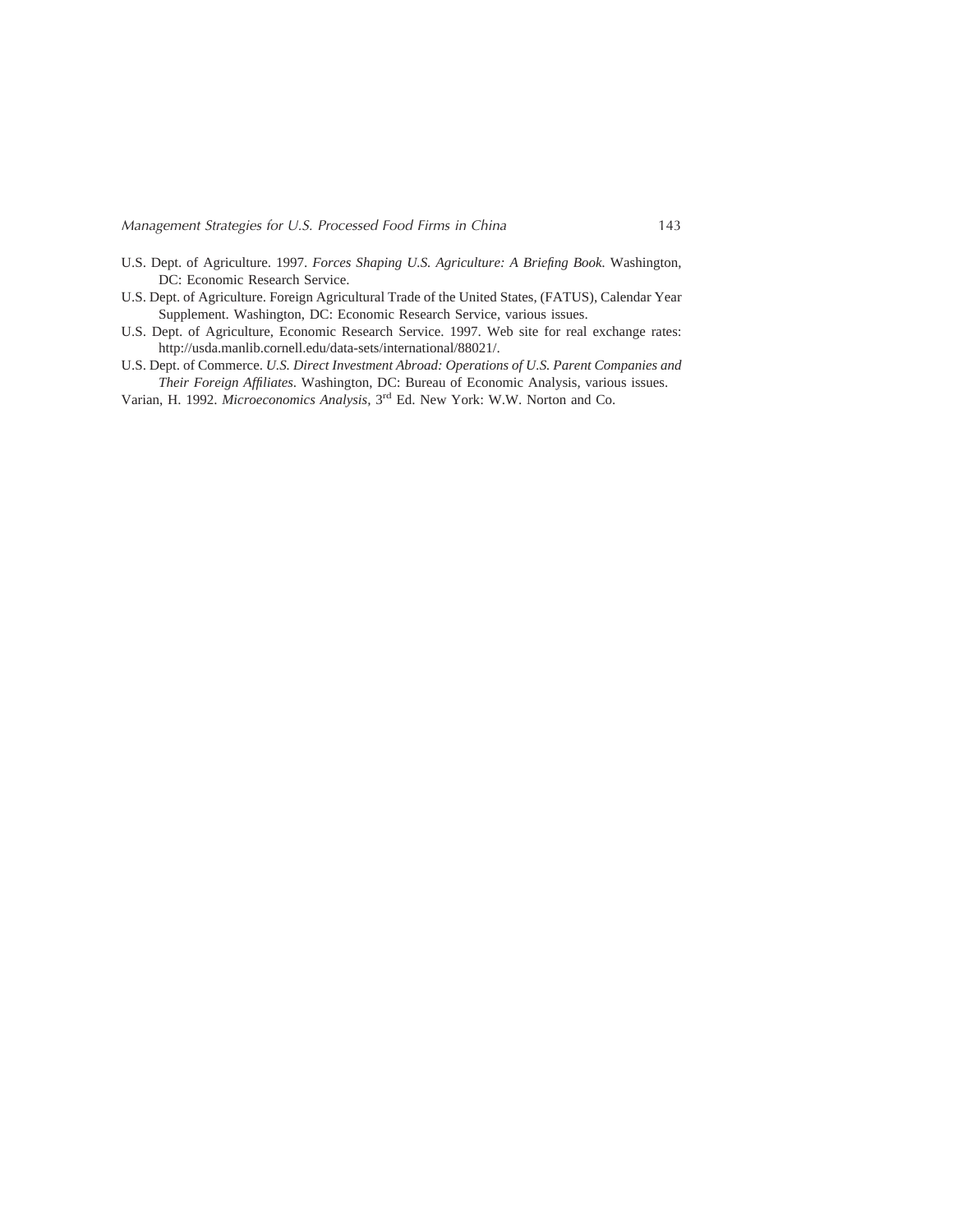U.S. Dept. of Agriculture. 1997. *Forces Shaping U.S. Agriculture: A Briefing Book.* Washington, DC: Economic Research Service.

U.S. Dept. of Agriculture. Foreign Agricultural Trade of the United States, (FATUS), Calendar Year Supplement. Washington, DC: Economic Research Service, various issues.

U.S. Dept. of Agriculture, Economic Research Service. 1997. Web site for real exchange rates: http://usda.manlib.cornell.edu/data-sets/international/88021/.

U.S. Dept. of Commerce. *U.S. Direct Investment Abroad: Operations of U.S. Parent Companies and Their Foreign Affiliates*. Washington, DC: Bureau of Economic Analysis, various issues.

Varian, H. 1992. *Microeconomics Analysis*, 3rd Ed. New York: W.W. Norton and Co.